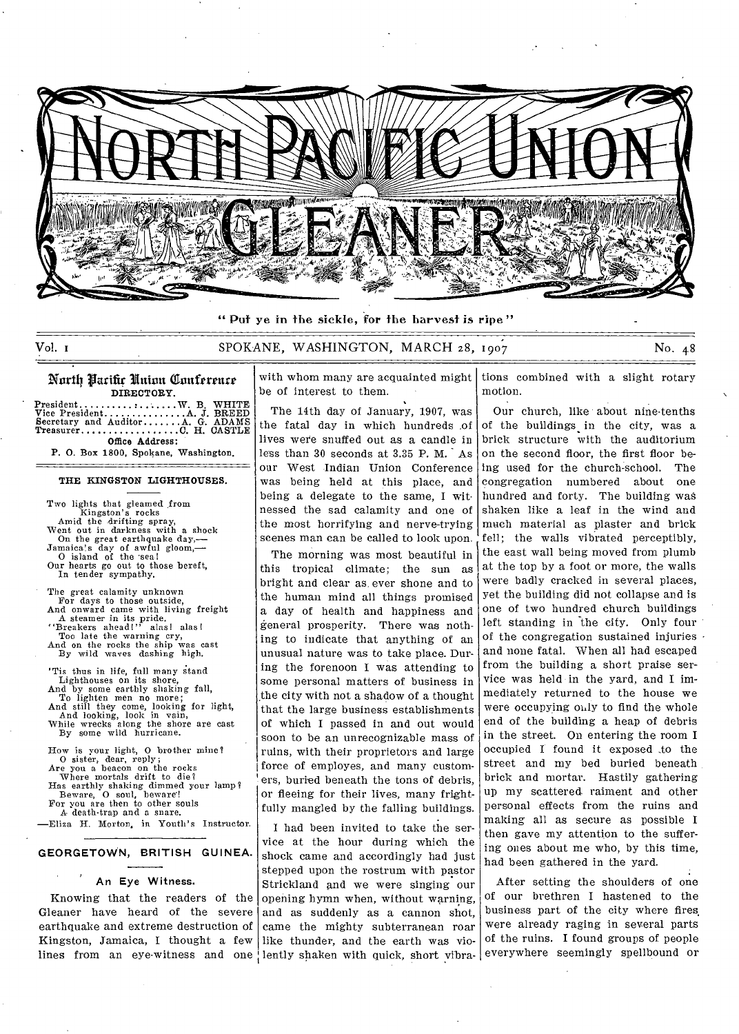# NORTH PACIFIC UNION GLEANER

" Put ye in the sickle, for the harvest is ripe "

Vol. 1 SPOKANE, WASHINGTON, MARCH 28, 1907 No. 48

## North Pacific Union Conference

DIRECTORY.

President..........................W. B. WHITE
Vice President...................A. J. BREED
Secretary and Auditor..........A. G. ADAMS
Treasurer..........................C. H. CASTLE

Office Address:
P. O. Box 1800, Spokane, Washington.

### THE KINGSTON LIGHTHOUSES.

Two lights that gleamed from
  Kingston's rocks
 Amid the drifting spray,
Went out in darkness with a shock
 On the great earthquake day,—
Jamaica's day of awful gloom,—
 O island of the sea!
Our hearts go out to those bereft,
 In tender sympathy.

The great calamity unknown
 For days to those outside,
And onward came with living freight
 A steamer in its pride.
"Breakers ahead!" alas! alas!
 Too late the warning cry,
And on the rocks the ship was cast
 By wild waves dashing high.

'Tis thus in life, full many stand
 Lighthouses on its shore,
And by some earthly shaking fall,
 To lighten men no more;
And still they come, looking for light,
 And looking, look in vain,
While wrecks along the shore are cast
 By some wild hurricane.

How is your light, O brother mine?
 O sister, dear, reply;
Are you a beacon on the rocks
 Where mortals drift to die?
Has earthly shaking dimmed your lamp?
 Beware, O soul, beware!
For you are then to other souls
 A death-trap and a snare.

—Eliza H. Morton, in Youth's Instructor.

## GEORGETOWN, BRITISH GUINEA.

### An Eye Witness.

Knowing that the readers of the Gleaner have heard of the severe earthquake and extreme destruction of Kingston, Jamaica, I thought a few lines from an eye-witness and one with whom many are acquainted might be of interest to them.

The 14th day of January, 1907, was the fatal day in which hundreds of lives were snuffed out as a candle in less than 30 seconds at 3.35 P. M. As our West Indian Union Conference was being held at this place, and being a delegate to the same, I witnessed the sad calamity and one of the most horrifying and nerve-trying scenes man can be called to look upon.

The morning was most beautiful in this tropical climate; the sun as bright and clear as ever shone and to the human mind all things promised a day of health and happiness and general prosperity. There was nothing to indicate that anything of an unusual nature was to take place. During the forenoon I was attending to some personal matters of business in the city with not a shadow of a thought that the large business establishments of which I passed in and out would soon to be an unrecognizable mass of ruins, with their proprietors and large force of employes, and many customers, buried beneath the tons of debris, or fleeing for their lives, many frightfully mangled by the falling buildings.

I had been invited to take the service at the hour during which the shock came and accordingly had just stepped upon the rostrum with pastor Strickland and we were singing our opening hymn when, without warning, and as suddenly as a cannon shot, came the mighty subterranean roar like thunder, and the earth was violently shaken with quick, short vibrations combined with a slight rotary motion.

Our church, like about nine-tenths of the buildings in the city, was a brick structure with the auditorium on the second floor, the first floor being used for the church-school. The congregation numbered about one hundred and forty. The building was shaken like a leaf in the wind and much material as plaster and brick fell; the walls vibrated perceptibly, the east wall being moved from plumb at the top by a foot or more, the walls were badly cracked in several places, yet the building did not collapse and is one of two hundred church buildings left standing in the city. Only four of the congregation sustained injuries and none fatal. When all had escaped from the building a short praise service was held in the yard, and I immediately returned to the house we were occupying only to find the whole end of the building a heap of debris in the street. On entering the room I occupied I found it exposed to the street and my bed buried beneath brick and mortar. Hastily gathering up my scattered raiment and other personal effects from the ruins and making all as secure as possible I then gave my attention to the suffering ones about me who, by this time, had been gathered in the yard.

After setting the shoulders of one of our brethren I hastened to the business part of the city where fires were already raging in several parts of the ruins. I found groups of people everywhere seemingly spellbound or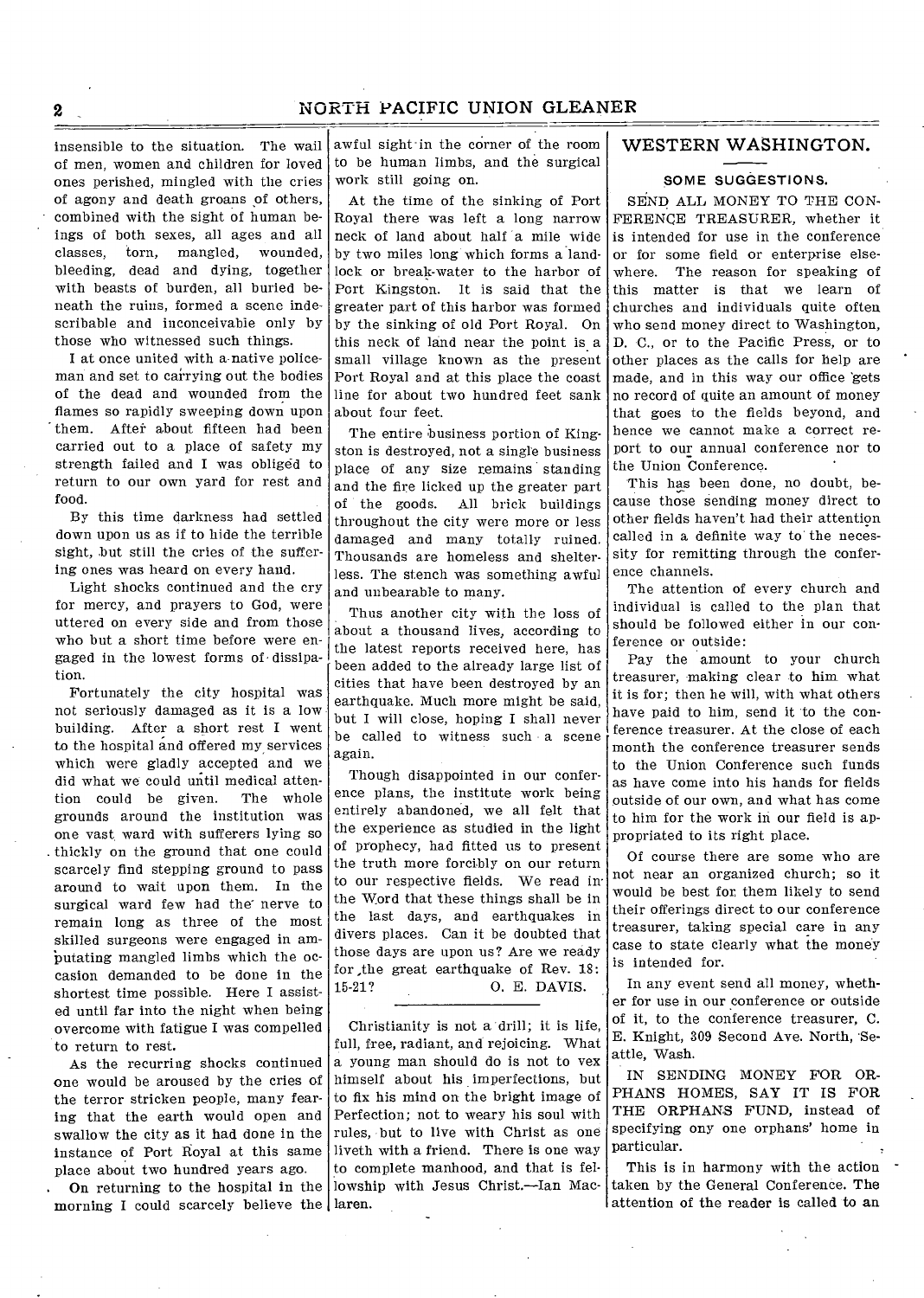insensible to the situation. The wail of men, women and children for loved ones perished, mingled with the cries of agony and death groans of others, combined with the sight of human beings of both sexes, all ages and all classes, torn, mangled, wounded, bleeding, dead and dying, together with beasts of burden, all buried beneath the ruins, formed a scene indescribable and inconceivable only by those who witnessed such things.

I at once united with a native policeman and set to carrying out the bodies of the dead and wounded from the flames so rapidly sweeping down upon them. After about fifteen had been carried out to a place of safety my strength failed and I was obliged to return to our own yard for rest and food.

By this time darkness had settled down upon us as if to hide the terrible sight, but still the cries of the suffering ones was heard on every hand.

Light shocks continued and the cry for mercy, and prayers to God, were uttered on every side and from those who but a short time before were engaged in the lowest forms of dissipation.

Fortunately the city hospital was not seriously damaged as it is a low building. After a short rest I went to the hospital and offered my services which were gladly accepted and we did what we could until medical attention could be given. The whole grounds around the institution was one vast ward with sufferers lying so thickly on the ground that one could scarcely find stepping ground to pass around to wait upon them. In the surgical ward few had the nerve to remain long as three of the most skilled surgeons were engaged in amputating mangled limbs which the occasion demanded to be done in the shortest time possible. Here I assisted until far into the night when being overcome with fatigue I was compelled to return to rest.

As the recurring shocks continued one would be aroused by the cries of the terror stricken people, many fearing that the earth would open and swallow the city as it had done in the instance of Port Royal at this same place about two hundred years ago.

On returning to the hospital in the morning I could scarcely believe the awful sight in the corner of the room to be human limbs, and the surgical work still going on.

At the time of the sinking of Port Royal there was left a long narrow neck of land about half a mile wide by two miles long which forms a landlock or break-water to the harbor of Port Kingston. It is said that the greater part of this harbor was formed by the sinking of old Port Royal. On this neck of land near the point is a small village known as the present Port Royal and at this place the coast line for about two hundred feet sank about four feet.

The entire business portion of Kingston is destroyed, not a single business place of any size remains standing and the fire licked up the greater part of the goods. All brick buildings throughout the city were more or less damaged and many totally ruined. Thousands are homeless and shelterless. The stench was something awful and unbearable to many.

Thus another city with the loss of about a thousand lives, according to the latest reports received here, has been added to the already large list of cities that have been destroyed by an earthquake. Much more might be said, but I will close, hoping I shall never be called to witness such a scene again.

Though disappointed in our conference plans, the institute work being entirely abandoned, we all felt that the experience as studied in the light of prophecy, had fitted us to present the truth more forcibly on our return to our respective fields. We read in the Word that these things shall be in the last days, and earthquakes in divers places. Can it be doubted that those days are upon us? Are we ready for the great earthquake of Rev. 18: 15-21?

O. E. DAVIS.

---

Christianity is not a drill; it is life, full, free, radiant, and rejoicing. What a young man should do is not to vex himself about his imperfections, but to fix his mind on the bright image of Perfection; not to weary his soul with rules, but to live with Christ as one liveth with a friend. There is one way to complete manhood, and that is fellowship with Jesus Christ.—Ian Maclaren.

## WESTERN WASHINGTON.

### SOME SUGGESTIONS.

SEND ALL MONEY TO THE CONFERENCE TREASURER, whether it is intended for use in the conference or for some field or enterprise elsewhere. The reason for speaking of this matter is that we learn of churches and individuals quite often who send money direct to Washington, D. C., or to the Pacific Press, or to other places as the calls for help are made, and in this way our office gets no record of quite an amount of money that goes to the fields beyond, and hence we cannot make a correct report to our annual conference nor to the Union Conference.

This has been done, no doubt, because those sending money direct to other fields haven't had their attention called in a definite way to the necessity for remitting through the conference channels.

The attention of every church and individual is called to the plan that should be followed either in our conference or outside:

Pay the amount to your church treasurer, making clear to him what it is for; then he will, with what others have paid to him, send it to the conference treasurer. At the close of each month the conference treasurer sends to the Union Conference such funds as have come into his hands for fields outside of our own, and what has come to him for the work in our field is appropriated to its right place.

Of course there are some who are not near an organized church; so it would be best for them likely to send their offerings direct to our conference treasurer, taking special care in any case to state clearly what the money is intended for.

In any event send all money, whether for use in our conference or outside of it, to the conference treasurer, C. E. Knight, 309 Second Ave. North, Seattle, Wash.

IN SENDING MONEY FOR ORPHANS HOMES, SAY IT IS FOR THE ORPHANS FUND, instead of specifying ony one orphans' home in particular.

This is in harmony with the action taken by the General Conference. The attention of the reader is called to an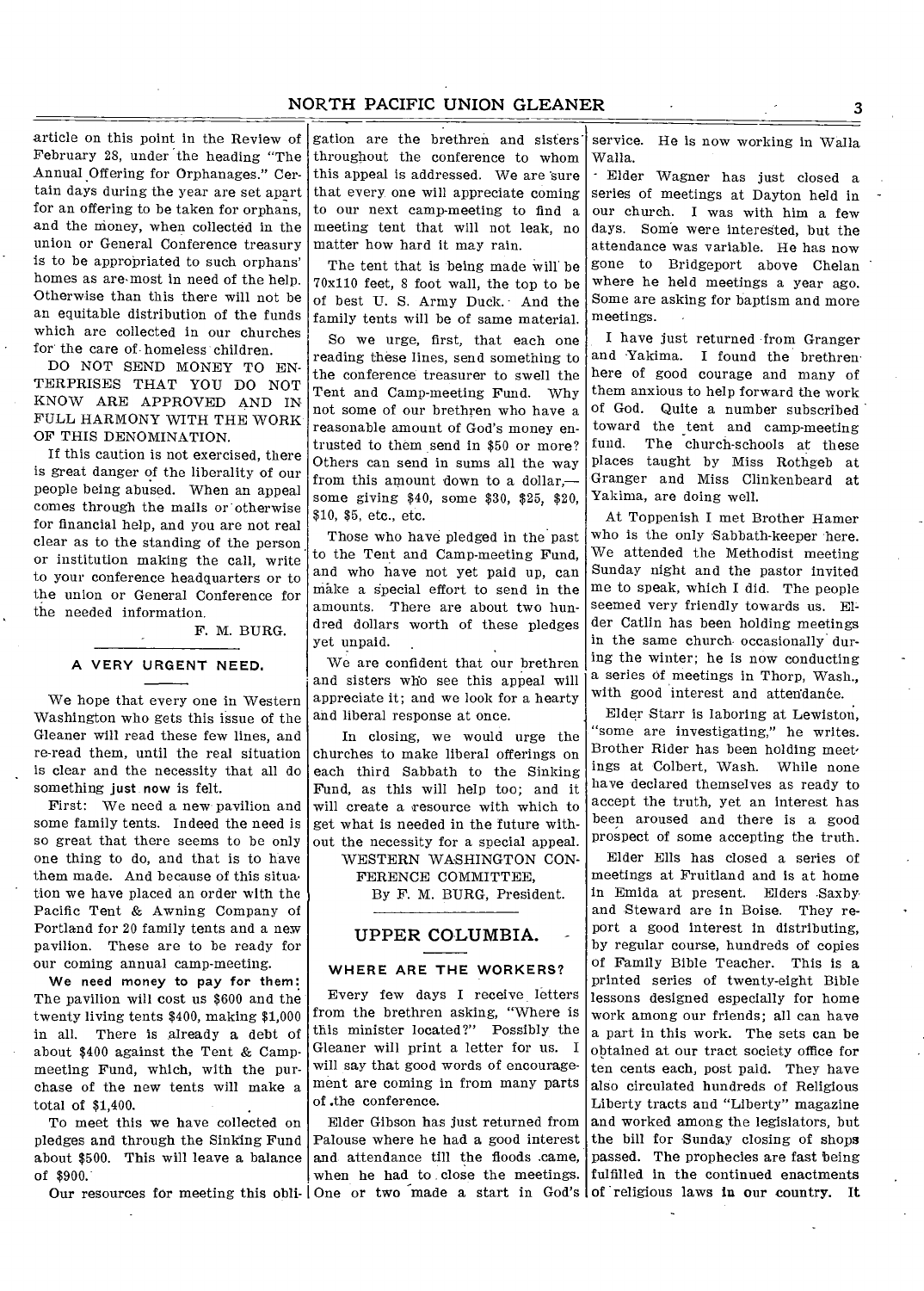article on this point in the Review of February 28, under the heading "The Annual Offering for Orphanages." Certain days during the year are set apart for an offering to be taken for orphans, and the money, when collected in the union or General Conference treasury is to be appropriated to such orphans' homes as are most in need of the help. Otherwise than this there will not be an equitable distribution of the funds which are collected in our churches for the care of homeless children.

DO NOT SEND MONEY TO ENTERPRISES THAT YOU DO NOT KNOW ARE APPROVED AND IN FULL HARMONY WITH THE WORK OF THIS DENOMINATION.

If this caution is not exercised, there is great danger of the liberality of our people being abused. When an appeal comes through the mails or otherwise for financial help, and you are not real clear as to the standing of the person or institution making the call, write to your conference headquarters or to the union or General Conference for the needed information.

F. M. BURG.

### A VERY URGENT NEED.

We hope that every one in Western Washington who gets this issue of the Gleaner will read these few lines, and re-read them, until the real situation is clear and the necessity that all do something **just now** is felt.

First: We need a new pavilion and some family tents. Indeed the need is so great that there seems to be only one thing to do, and that is to have them made. And because of this situation we have placed an order with the Pacific Tent & Awning Company of Portland for 20 family tents and a new pavilion. These are to be ready for our coming annual camp-meeting.

**We need money to pay for them:** The pavilion will cost us $600 and the twenty living tents $400, making $1,000 in all. There is already a debt of about $400 against the Tent & Camp-meeting Fund, which, with the purchase of the new tents will make a total of $1,400.

To meet this we have collected on pledges and through the Sinking Fund about $500. This will leave a balance of $900.

Our resources for meeting this obligation are the brethren and sisters throughout the conference to whom this appeal is addressed. We are sure that every one will appreciate coming to our next camp-meeting to find a meeting tent that will not leak, no matter how hard it may rain.

The tent that is being made will be 70x110 feet, 8 foot wall, the top to be of best U. S. Army Duck. And the family tents will be of same material.

So we urge, first, that each one reading these lines, send something to the conference treasurer to swell the Tent and Camp-meeting Fund. Why not some of our brethren who have a reasonable amount of God's money entrusted to them send in $50 or more? Others can send in sums all the way from this amount down to a dollar,—some giving $40, some $30, $25, $20, $10, $5, etc., etc.

Those who have pledged in the past to the Tent and Camp-meeting Fund, and who have not yet paid up, can make a special effort to send in the amounts. There are about two hundred dollars worth of these pledges yet unpaid.

We are confident that our brethren and sisters who see this appeal will appreciate it; and we look for a hearty and liberal response at once.

In closing, we would urge the churches to make liberal offerings on each third Sabbath to the Sinking Fund, as this will help too; and it will create a resource with which to get what is needed in the future without the necessity for a special appeal.

WESTERN WASHINGTON CONFERENCE COMMITTEE,
By F. M. BURG, President.

## UPPER COLUMBIA.

### WHERE ARE THE WORKERS?

Every few days I receive letters from the brethren asking, "Where is this minister located?" Possibly the Gleaner will print a letter for us. I will say that good words of encouragement are coming in from many parts of the conference.

Elder Gibson has just returned from Palouse where he had a good interest and attendance till the floods came, when he had to close the meetings. One or two made a start in God's service. He is now working in Walla Walla.

Elder Wagner has just closed a series of meetings at Dayton held in our church. I was with him a few days. Some were interested, but the attendance was variable. He has now gone to Bridgeport above Chelan where he held meetings a year ago. Some are asking for baptism and more meetings.

I have just returned from Granger and Yakima. I found the brethren here of good courage and many of them anxious to help forward the work of God. Quite a number subscribed toward the tent and camp-meeting fund. The church-schools at these places taught by Miss Rothgeb at Granger and Miss Clinkenbeard at Yakima, are doing well.

At Toppenish I met Brother Hamer who is the only Sabbath-keeper here. We attended the Methodist meeting Sunday night and the pastor invited me to speak, which I did. The people seemed very friendly towards us. Elder Catlin has been holding meetings in the same church occasionally during the winter; he is now conducting a series of meetings in Thorp, Wash., with good interest and attendance.

Elder Starr is laboring at Lewiston, "some are investigating," he writes. Brother Rider has been holding meetings at Colbert, Wash. While none have declared themselves as ready to accept the truth, yet an interest has been aroused and there is a good prospect of some accepting the truth.

Elder Ells has closed a series of meetings at Fruitland and is at home in Emida at present. Elders Saxby and Steward are in Boise. They report a good interest in distributing, by regular course, hundreds of copies of Family Bible Teacher. This is a printed series of twenty-eight Bible lessons designed especially for home work among our friends; all can have a part in this work. The sets can be obtained at our tract society office for ten cents each, post paid. They have also circulated hundreds of Religious Liberty tracts and "Liberty" magazine and worked among the legislators, but the bill for Sunday closing of shops passed. The prophecies are fast being fulfilled in the continued enactments of religious laws in our country. It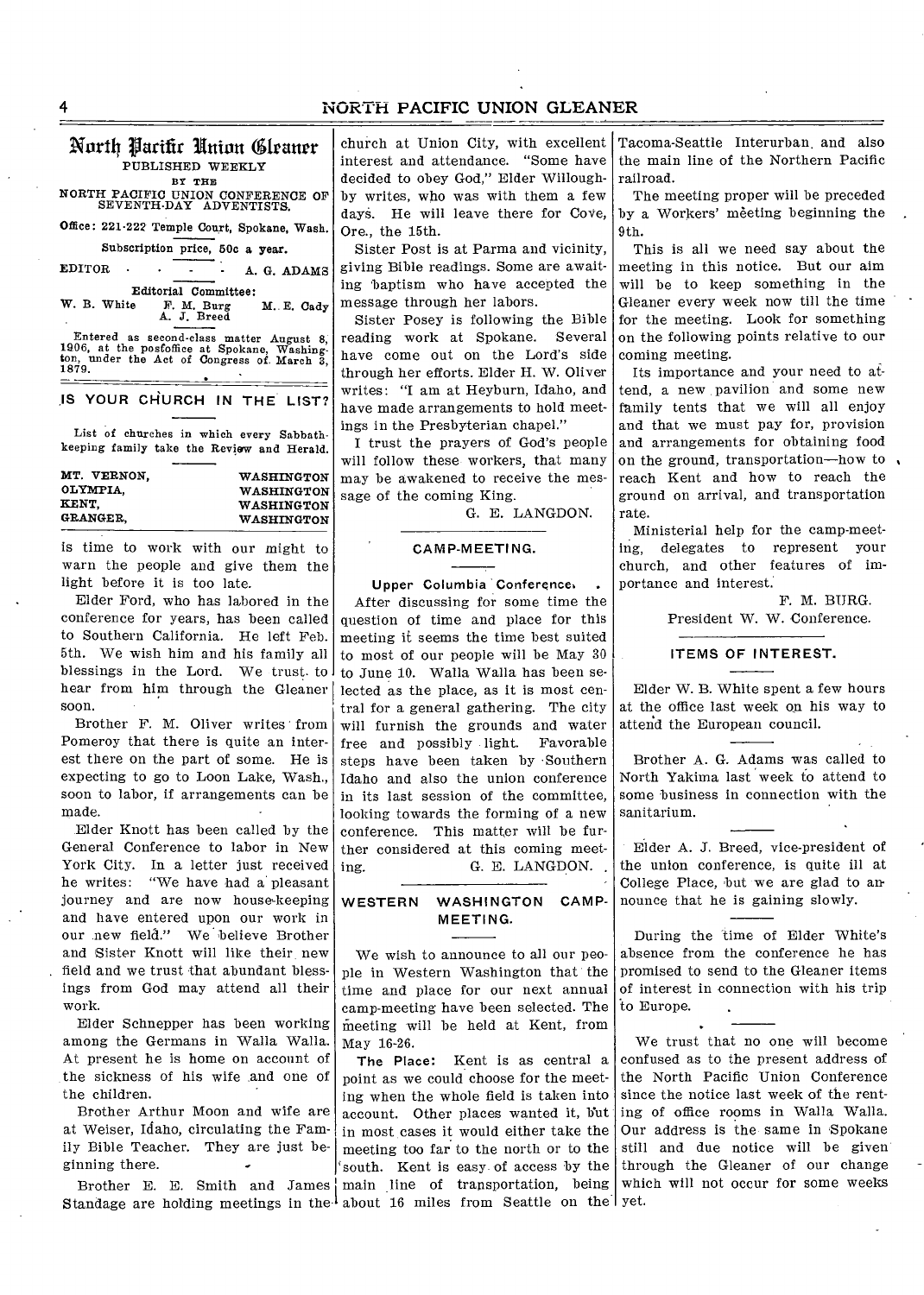# North Pacific Union Gleaner

PUBLISHED WEEKLY

BY THE

NORTH PACIFIC UNION CONFERENCE OF SEVENTH-DAY ADVENTISTS.

Office: 221-222 Temple Court, Spokane, Wash.

Subscription price, 50c a year.

EDITOR . . . . A. G. ADAMS

Editorial Committee:

W. B. White F. M. Burg M. E. Cady A. J. Breed

Entered as second-class matter August 8, 1906, at the postoffice at Spokane, Washington, under the Act of Congress of March 3, 1879.

## IS YOUR CHURCH IN THE LIST?

List of churches in which every Sabbath-keeping family take the Review and Herald.

| | |
|---|---|
| MT. VERNON, | WASHINGTON |
| OLYMPIA, | WASHINGTON |
| KENT, | WASHINGTON |
| GRANGER, | WASHINGTON |

is time to work with our might to warn the people and give them the light before it is too late.

Elder Ford, who has labored in the conference for years, has been called to Southern California. He left Feb. 5th. We wish him and his family all blessings in the Lord. We trust to hear from him through the Gleaner soon.

Brother F. M. Oliver writes from Pomeroy that there is quite an interest there on the part of some. He is expecting to go to Loon Lake, Wash., soon to labor, if arrangements can be made.

Elder Knott has been called by the General Conference to labor in New York City. In a letter just received he writes: "We have had a pleasant journey and are now house-keeping and have entered upon our work in our new field." We believe Brother and Sister Knott will like their new field and we trust that abundant blessings from God may attend all their work.

Elder Schnepper has been working among the Germans in Walla Walla. At present he is home on account of the sickness of his wife and one of the children.

Brother Arthur Moon and wife are at Weiser, Idaho, circulating the Family Bible Teacher. They are just beginning there.

Brother E. E. Smith and James Standage are holding meetings in the church at Union City, with excellent interest and attendance. "Some have decided to obey God," Elder Willoughby writes, who was with them a few days. He will leave there for Cove, Ore., the 15th.

Sister Post is at Parma and vicinity, giving Bible readings. Some are awaiting baptism who have accepted the message through her labors.

Sister Posey is following the Bible reading work at Spokane. Several have come out on the Lord's side through her efforts. Elder H. W. Oliver writes: "I am at Heyburn, Idaho, and have made arrangements to hold meetings in the Presbyterian chapel."

I trust the prayers of God's people will follow these workers, that many may be awakened to receive the message of the coming King.

G. E. LANGDON.

## CAMP-MEETING.

### Upper Columbia Conference.

After discussing for some time the question of time and place for this meeting it seems the time best suited to most of our people will be May 30 to June 10. Walla Walla has been selected as the place, as it is most central for a general gathering. The city will furnish the grounds and water free and possibly light. Favorable steps have been taken by Southern Idaho and also the union conference in its last session of the committee, looking towards the forming of a new conference. This matter will be further considered at this coming meeting.

G. E. LANGDON.

## WESTERN WASHINGTON CAMP-MEETING.

We wish to announce to all our people in Western Washington that the time and place for our next annual camp-meeting have been selected. The meeting will be held at Kent, from May 16-26.

**The Place:** Kent is as central a point as we could choose for the meeting when the whole field is taken into account. Other places wanted it, but in most cases it would either take the meeting too far to the north or to the south. Kent is easy of access by the main line of transportation, being about 16 miles from Seattle on the Tacoma-Seattle Interurban and also the main line of the Northern Pacific railroad.

The meeting proper will be preceded by a Workers' meeting beginning the 9th.

This is all we need say about the meeting in this notice. But our aim will be to keep something in the Gleaner every week now till the time for the meeting. Look for something on the following points relative to our coming meeting.

Its importance and your need to attend, a new pavilion and some new family tents that we will all enjoy and that we must pay for, provision and arrangements for obtaining food on the ground, transportation—how to reach Kent and how to reach the ground on arrival, and transportation rate.

Ministerial help for the camp-meeting, delegates to represent your church, and other features of importance and interest.

F. M. BURG.
President W. W. Conference.

## ITEMS OF INTEREST.

Elder W. B. White spent a few hours at the office last week on his way to attend the European council.

Brother A. G. Adams was called to North Yakima last week to attend to some business in connection with the sanitarium.

Elder A. J. Breed, vice-president of the union conference, is quite ill at College Place, but we are glad to announce that he is gaining slowly.

During the time of Elder White's absence from the conference he has promised to send to the Gleaner items of interest in connection with his trip to Europe.

We trust that no one will become confused as to the present address of the North Pacific Union Conference since the notice last week of the renting of office rooms in Walla Walla. Our address is the same in Spokane still and due notice will be given through the Gleaner of our change which will not occur for some weeks yet.